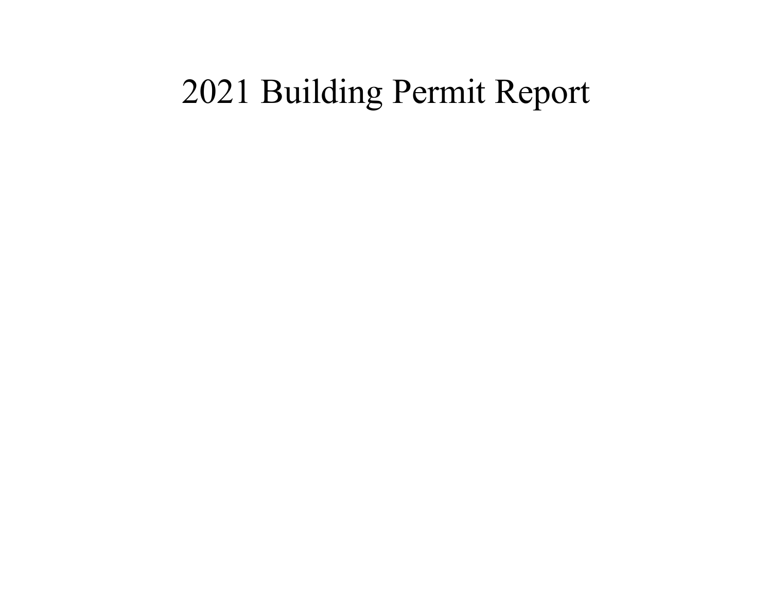# 2021 Building Permit Report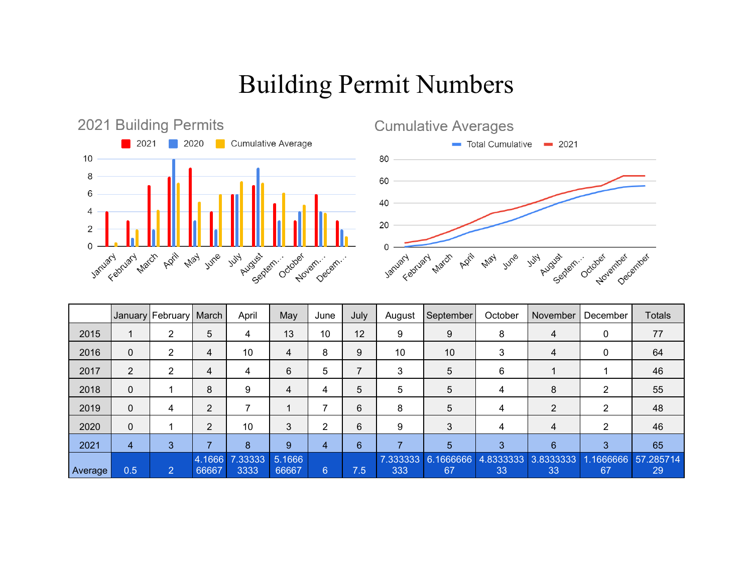# Building Permit Numbers

2021 Building Permits

Cumulative Averages

| | January | February | March | April | May | June | July | August | September | October | November | December | Totals |
|---|---|---|---|---|---|---|---|---|---|---|---|---|---|
| 2015 | 1 | 2 | 5 | 4 | 13 | 10 | 12 | 9 | 9 | 8 | 4 | 0 | 77 |
| 2016 | 0 | 2 | 4 | 10 | 4 | 8 | 9 | 10 | 10 | 3 | 4 | 0 | 64 |
| 2017 | 2 | 2 | 4 | 4 | 6 | 5 | 7 | 3 | 5 | 6 | 1 | 1 | 46 |
| 2018 | 0 | 1 | 8 | 9 | 4 | 4 | 5 | 5 | 5 | 4 | 8 | 2 | 55 |
| 2019 | 0 | 4 | 2 | 7 | 1 | 7 | 6 | 8 | 5 | 4 | 2 | 2 | 48 |
| 2020 | 0 | 1 | 2 | 10 | 3 | 2 | 6 | 9 | 3 | 4 | 4 | 2 | 46 |
| 2021 | 4 | 3 | 7 | 8 | 9 | 4 | 6 | 7 | 5 | 3 | 6 | 3 | 65 |
| Average | 0.5 | 2 | 4.166666667 | 7.333333333 | 5.166666667 | 6 | 7.5 | 7.333333333 | 6.166666667 | 4.833333333 | 3.833333333 | 1.166666667 | 57.28571429 |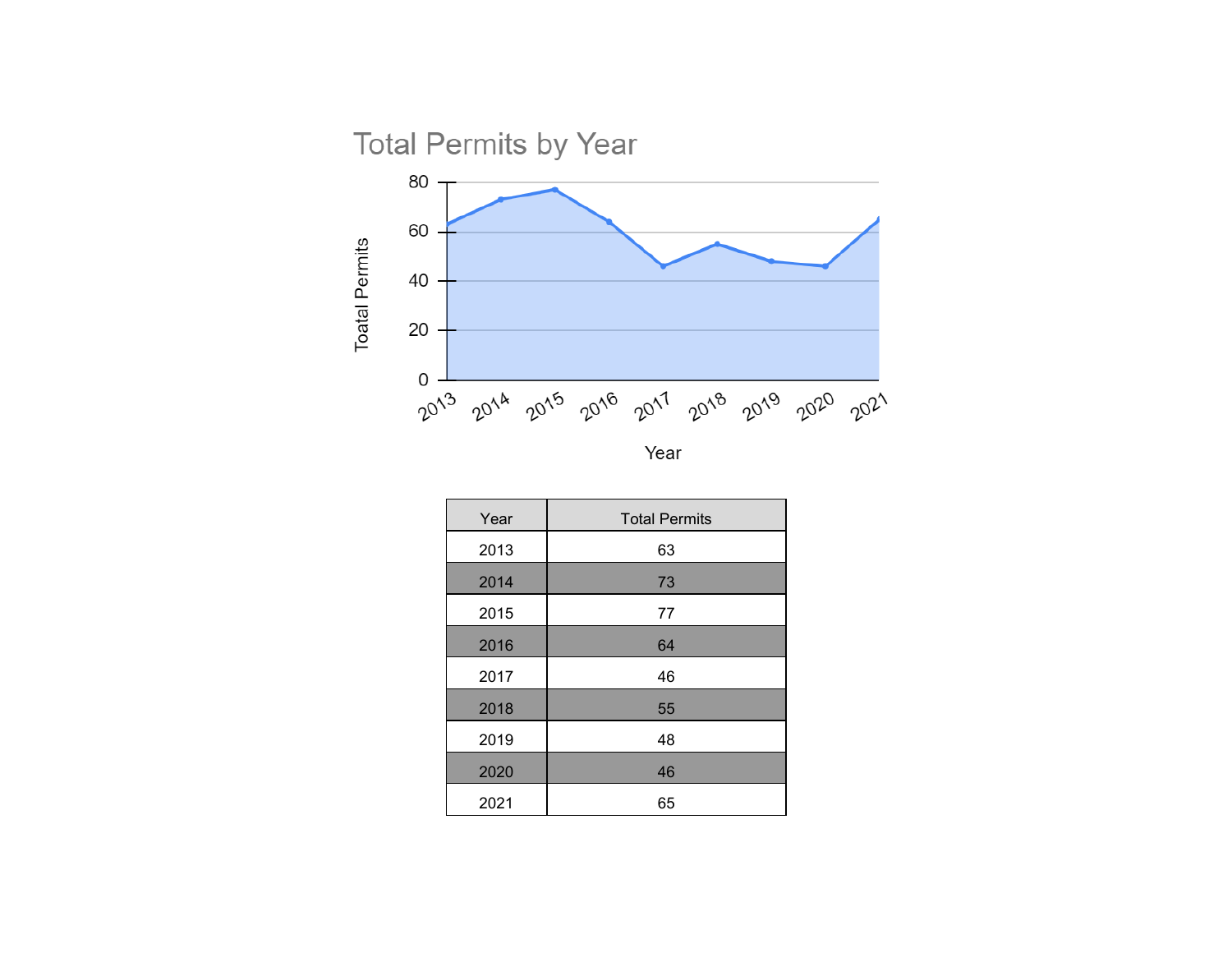## Total Permits by Year

| Year | Total Permits |
|---|---|
| 2013 | 63 |
| 2014 | 73 |
| 2015 | 77 |
| 2016 | 64 |
| 2017 | 46 |
| 2018 | 55 |
| 2019 | 48 |
| 2020 | 46 |
| 2021 | 65 |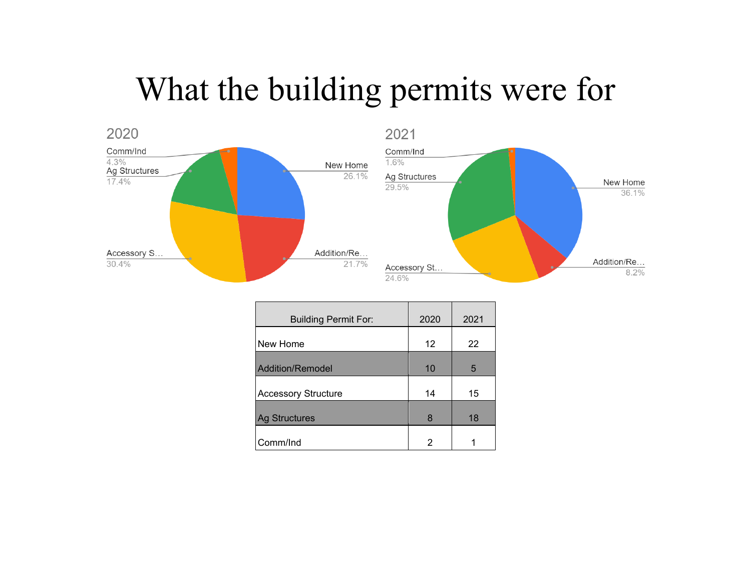# What the building permits were for

2020

Comm/Ind 4.3%
Ag Structures 17.4%
New Home 26.1%
Accessory S… 30.4%
Addition/Re… 21.7%

2021

Comm/Ind 1.6%
Ag Structures 29.5%
New Home 36.1%
Accessory St… 24.6%
Addition/Re… 8.2%

| Building Permit For: | 2020 | 2021 |
|---|---|---|
| New Home | 12 | 22 |
| Addition/Remodel | 10 | 5 |
| Accessory Structure | 14 | 15 |
| Ag Structures | 8 | 18 |
| Comm/Ind | 2 | 1 |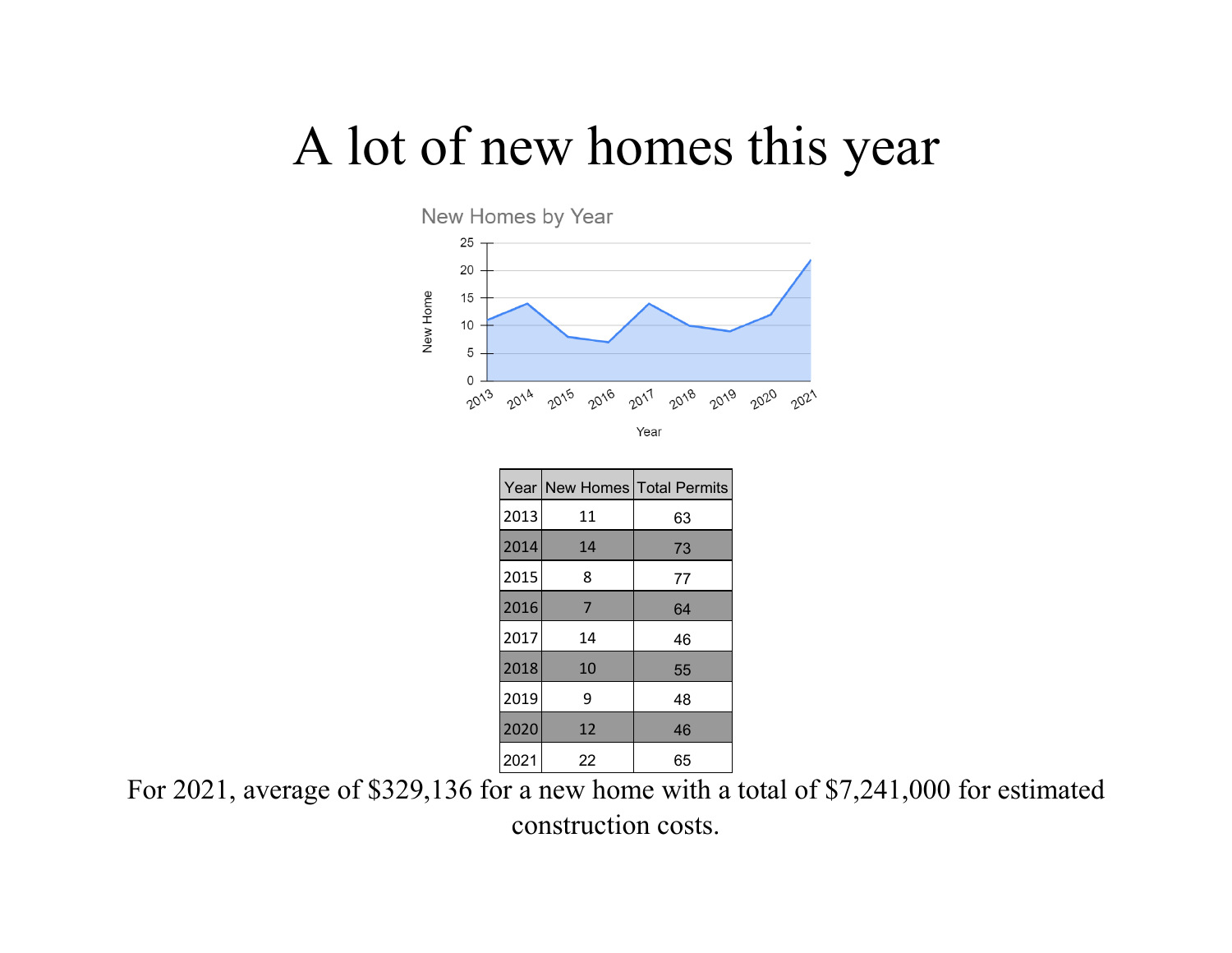# A lot of new homes this year

| Year | New Homes | Total Permits |
|---|---|---|
| 2013 | 11 | 63 |
| 2014 | 14 | 73 |
| 2015 | 8 | 77 |
| 2016 | 7 | 64 |
| 2017 | 14 | 46 |
| 2018 | 10 | 55 |
| 2019 | 9 | 48 |
| 2020 | 12 | 46 |
| 2021 | 22 | 65 |

For 2021, average of $329,136 for a new home with a total of $7,241,000 for estimated construction costs.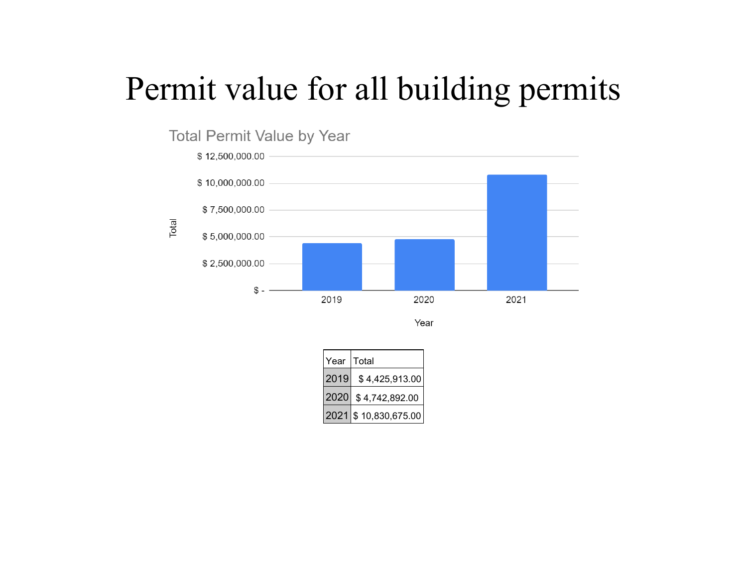# Permit value for all building permits

Total Permit Value by Year

| Year | Total |
|---|---|
| 2019 | $ 4,425,913.00 |
| 2020 | $ 4,742,892.00 |
| 2021 | $ 10,830,675.00 |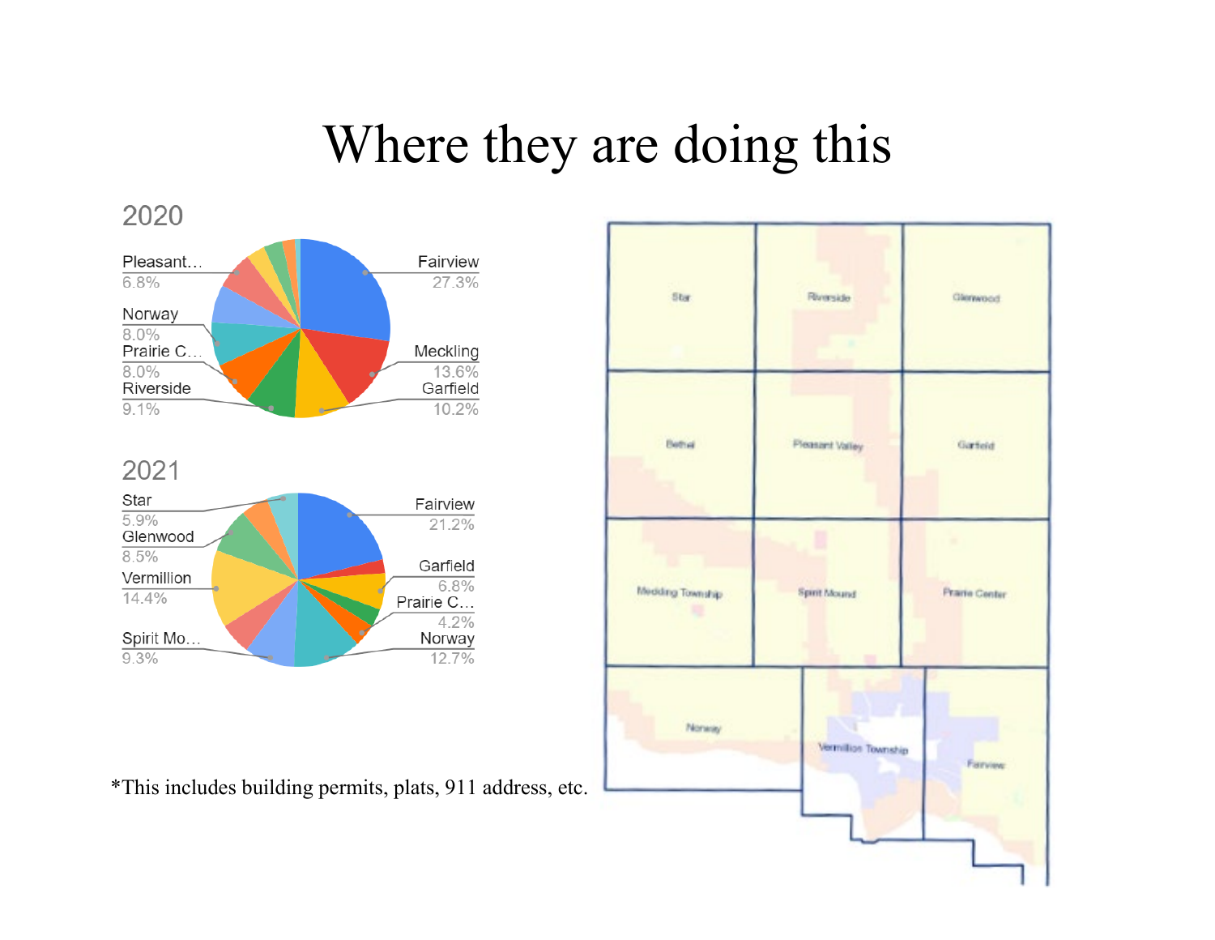# Where they are doing this

## 2020

| Township | Share |
| --- | --- |
| Fairview | 27.3% |
| Meckling | 13.6% |
| Garfield | 10.2% |
| Riverside | 9.1% |
| Prairie C… | 8.0% |
| Norway | 8.0% |
| Pleasant… | 6.8% |

## 2021

| Township | Share |
| --- | --- |
| Fairview | 21.2% |
| Garfield | 6.8% |
| Prairie C… | 4.2% |
| Norway | 12.7% |
| Spirit Mo… | 9.3% |
| Vermillion | 14.4% |
| Glenwood | 8.5% |
| Star | 5.9% |

*This includes building permits, plats, 911 address, etc.

Star | Riverside | Glenwood

Bethel | Pleasant Valley | Garfield

Meckling Township | Spirit Mound | Prairie Center

Norway | Vermillion Township | Fairview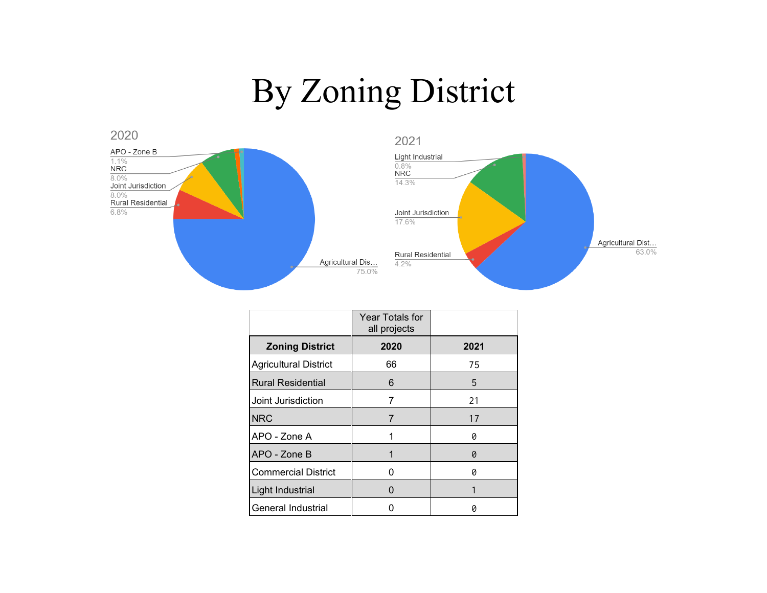# By Zoning District

2020

APO - Zone B
1.1%
NRC
8.0%
Joint Jurisdiction
8.0%
Rural Residential
6.8%
Agricultural Dis...
75.0%

2021

Light Industrial
0.8%
NRC
14.3%
Joint Jurisdiction
17.6%
Rural Residential
4.2%
Agricultural Dist...
63.0%

| | Year Totals for all projects | |
|---|---|---|
| **Zoning District** | **2020** | **2021** |
| Agricultural District | 66 | 75 |
| Rural Residential | 6 | 5 |
| Joint Jurisdiction | 7 | 21 |
| NRC | 7 | 17 |
| APO - Zone A | 1 | 0 |
| APO - Zone B | 1 | 0 |
| Commercial District | 0 | 0 |
| Light Industrial | 0 | 1 |
| General Industrial | 0 | 0 |